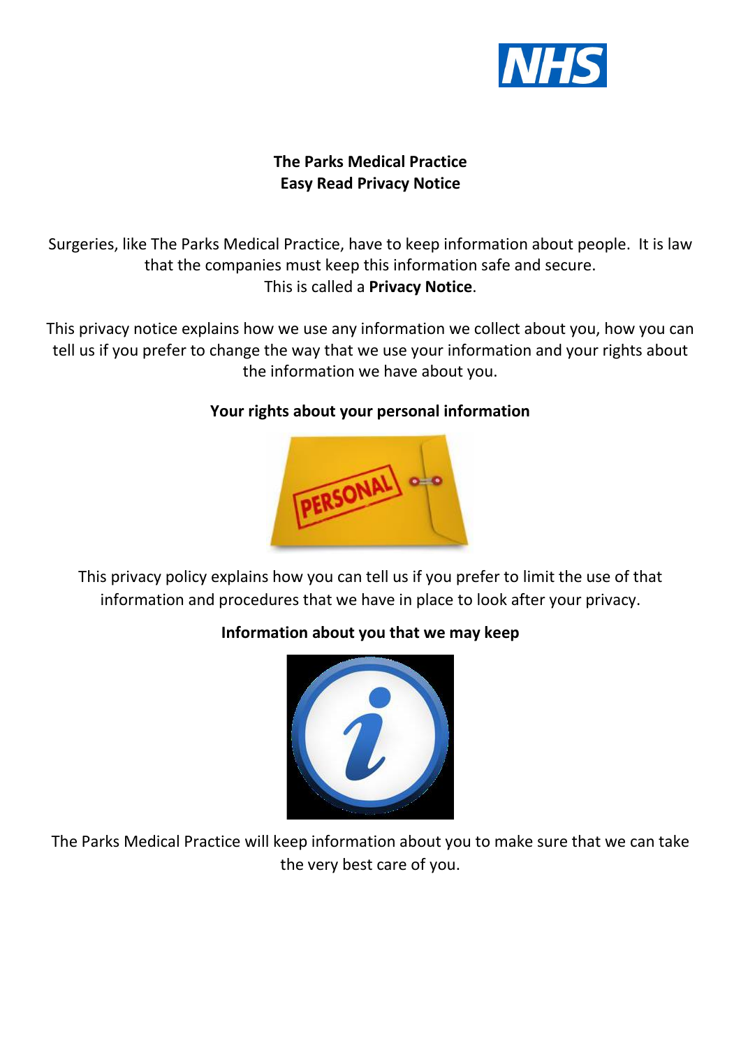# The Parks Medical Practice
## Easy Read Privacy Notice

Surgeries, like The Parks Medical Practice, have to keep information about people. It is law that the companies must keep this information safe and secure.
This is called a **Privacy Notice**.

This privacy notice explains how we use any information we collect about you, how you can tell us if you prefer to change the way that we use your information and your rights about the information we have about you.

### Your rights about your personal information

This privacy policy explains how you can tell us if you prefer to limit the use of that information and procedures that we have in place to look after your privacy.

### Information about you that we may keep

The Parks Medical Practice will keep information about you to make sure that we can take the very best care of you.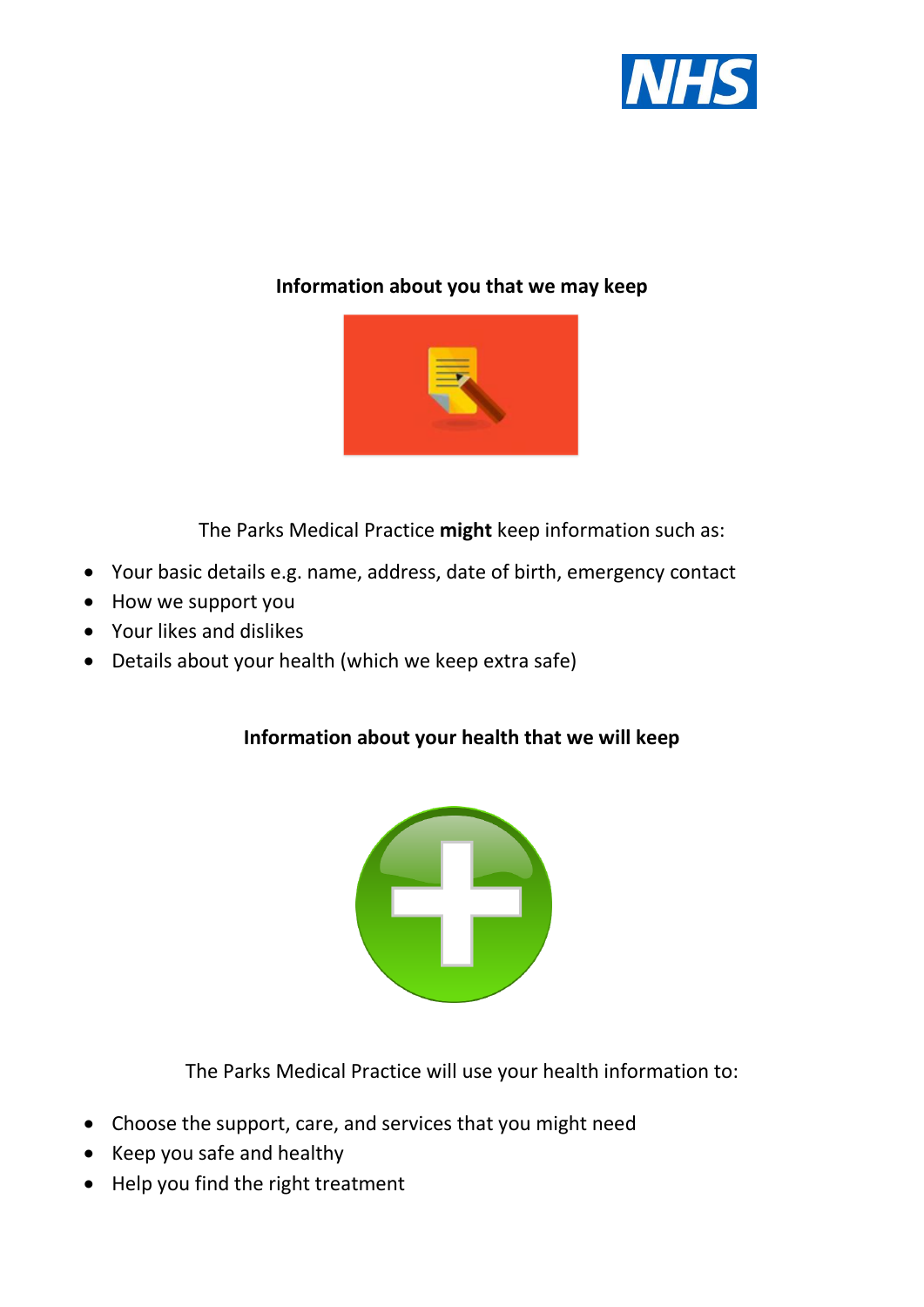## Information about you that we may keep

The Parks Medical Practice **might** keep information such as:

- Your basic details e.g. name, address, date of birth, emergency contact
- How we support you
- Your likes and dislikes
- Details about your health (which we keep extra safe)

## Information about your health that we will keep

The Parks Medical Practice will use your health information to:

- Choose the support, care, and services that you might need
- Keep you safe and healthy
- Help you find the right treatment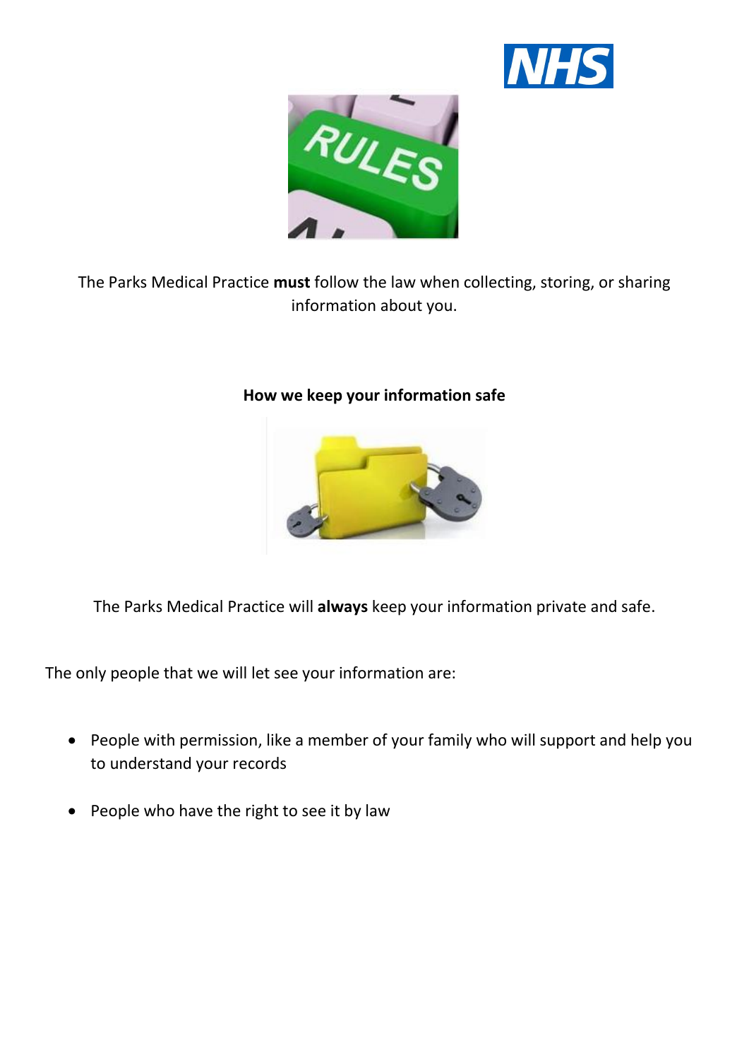The Parks Medical Practice **must** follow the law when collecting, storing, or sharing information about you.

**How we keep your information safe**

The Parks Medical Practice will **always** keep your information private and safe.

The only people that we will let see your information are:

- People with permission, like a member of your family who will support and help you to understand your records
- People who have the right to see it by law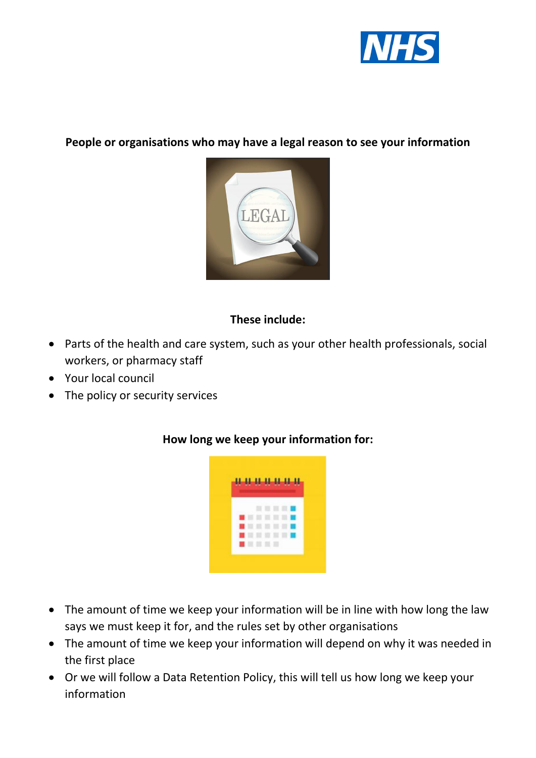**People or organisations who may have a legal reason to see your information**

**These include:**

- Parts of the health and care system, such as your other health professionals, social workers, or pharmacy staff
- Your local council
- The policy or security services

**How long we keep your information for:**

- The amount of time we keep your information will be in line with how long the law says we must keep it for, and the rules set by other organisations
- The amount of time we keep your information will depend on why it was needed in the first place
- Or we will follow a Data Retention Policy, this will tell us how long we keep your information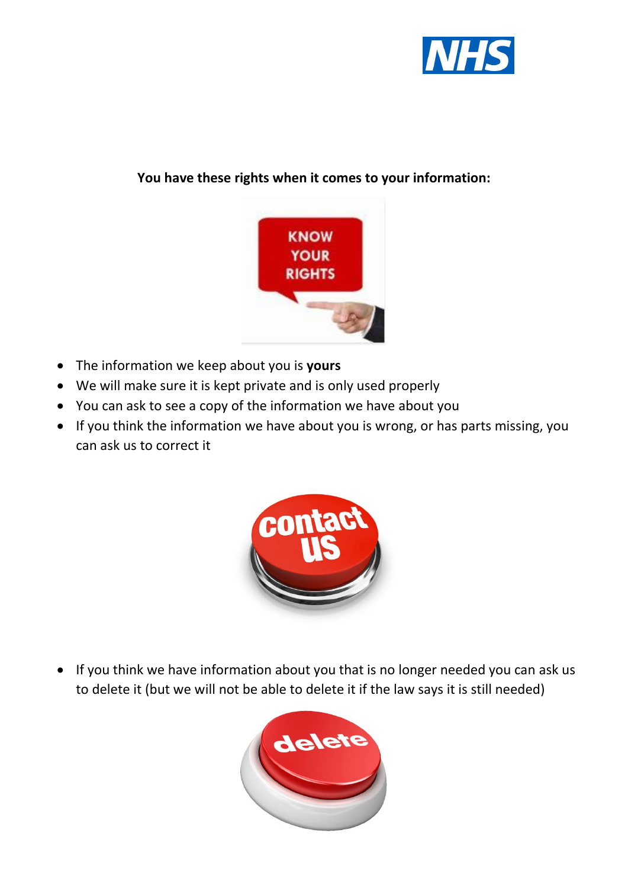**You have these rights when it comes to your information:**

- The information we keep about you is **yours**
- We will make sure it is kept private and is only used properly
- You can ask to see a copy of the information we have about you
- If you think the information we have about you is wrong, or has parts missing, you can ask us to correct it

- If you think we have information about you that is no longer needed you can ask us to delete it (but we will not be able to delete it if the law says it is still needed)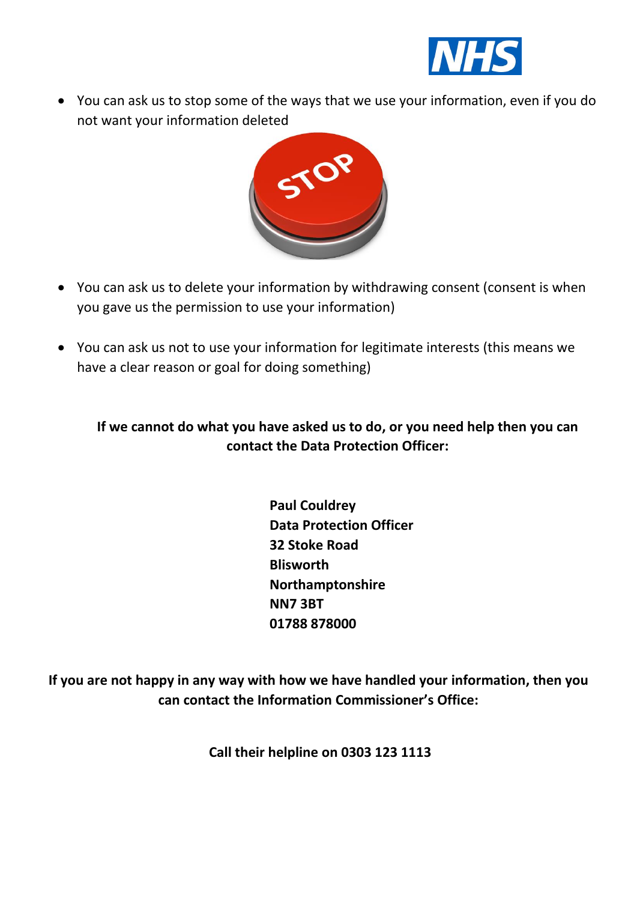- You can ask us to stop some of the ways that we use your information, even if you do not want your information deleted

- You can ask us to delete your information by withdrawing consent (consent is when you gave us the permission to use your information)

- You can ask us not to use your information for legitimate interests (this means we have a clear reason or goal for doing something)

**If we cannot do what you have asked us to do, or you need help then you can contact the Data Protection Officer:**

**Paul Couldrey**
**Data Protection Officer**
**32 Stoke Road**
**Blisworth**
**Northamptonshire**
**NN7 3BT**
**01788 878000**

**If you are not happy in any way with how we have handled your information, then you can contact the Information Commissioner's Office:**

**Call their helpline on 0303 123 1113**